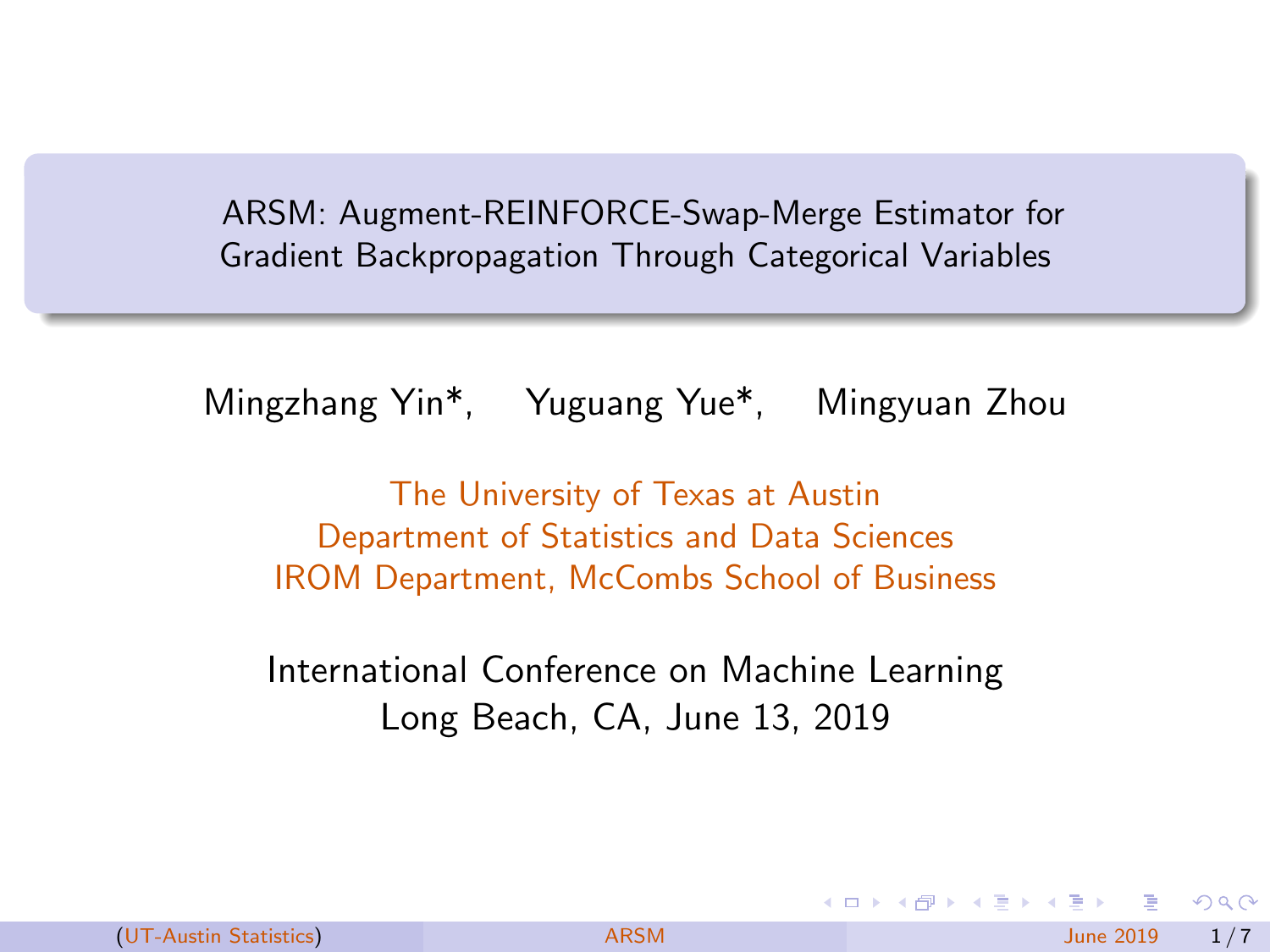# ARSM: Augment-REINFORCE-Swap-Merge Estimator for Gradient Backpropagation Through Categorical Variables

Mingzhang Yin*, Yuguang Yue*, Mingyuan Zhou

The University of Texas at Austin
Department of Statistics and Data Sciences
IROM Department, McCombs School of Business

International Conference on Machine Learning
Long Beach, CA, June 13, 2019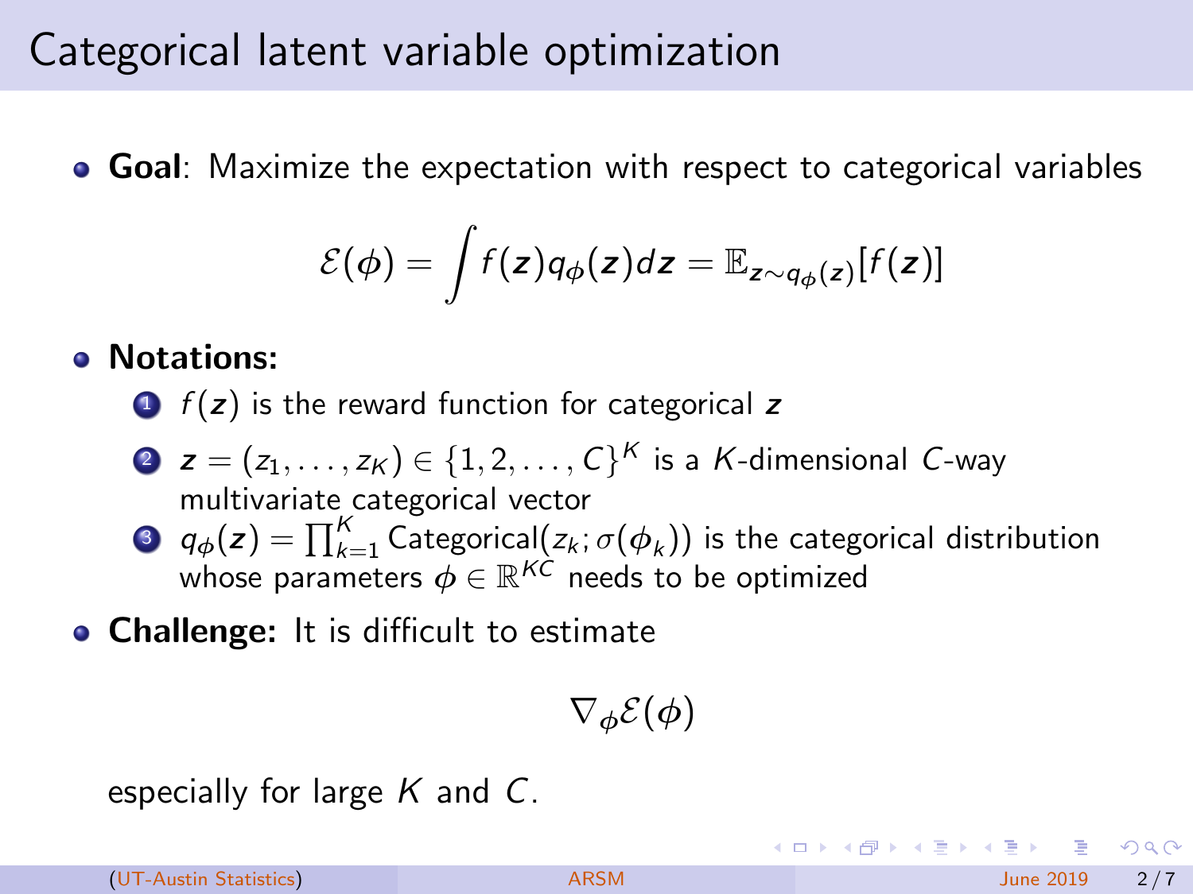# Categorical latent variable optimization

- **Goal**: Maximize the expectation with respect to categorical variables

$$\mathcal{E}(\phi) = \int f(\boldsymbol{z}) q_\phi(\boldsymbol{z}) d\boldsymbol{z} = \mathbb{E}_{\boldsymbol{z} \sim q_\phi(\boldsymbol{z})}[f(\boldsymbol{z})]$$

- **Notations:**
  1. $f(\boldsymbol{z})$ is the reward function for categorical $\boldsymbol{z}$
  2. $\boldsymbol{z} = (z_1, \ldots, z_K) \in \{1, 2, \ldots, C\}^K$ is a $K$-dimensional $C$-way multivariate categorical vector
  3. $q_\phi(\boldsymbol{z}) = \prod_{k=1}^{K} \text{Categorical}(z_k; \sigma(\boldsymbol{\phi}_k))$ is the categorical distribution whose parameters $\boldsymbol{\phi} \in \mathbb{R}^{KC}$ needs to be optimized

- **Challenge:** It is difficult to estimate

$$\nabla_\phi \mathcal{E}(\phi)$$

especially for large $K$ and $C$.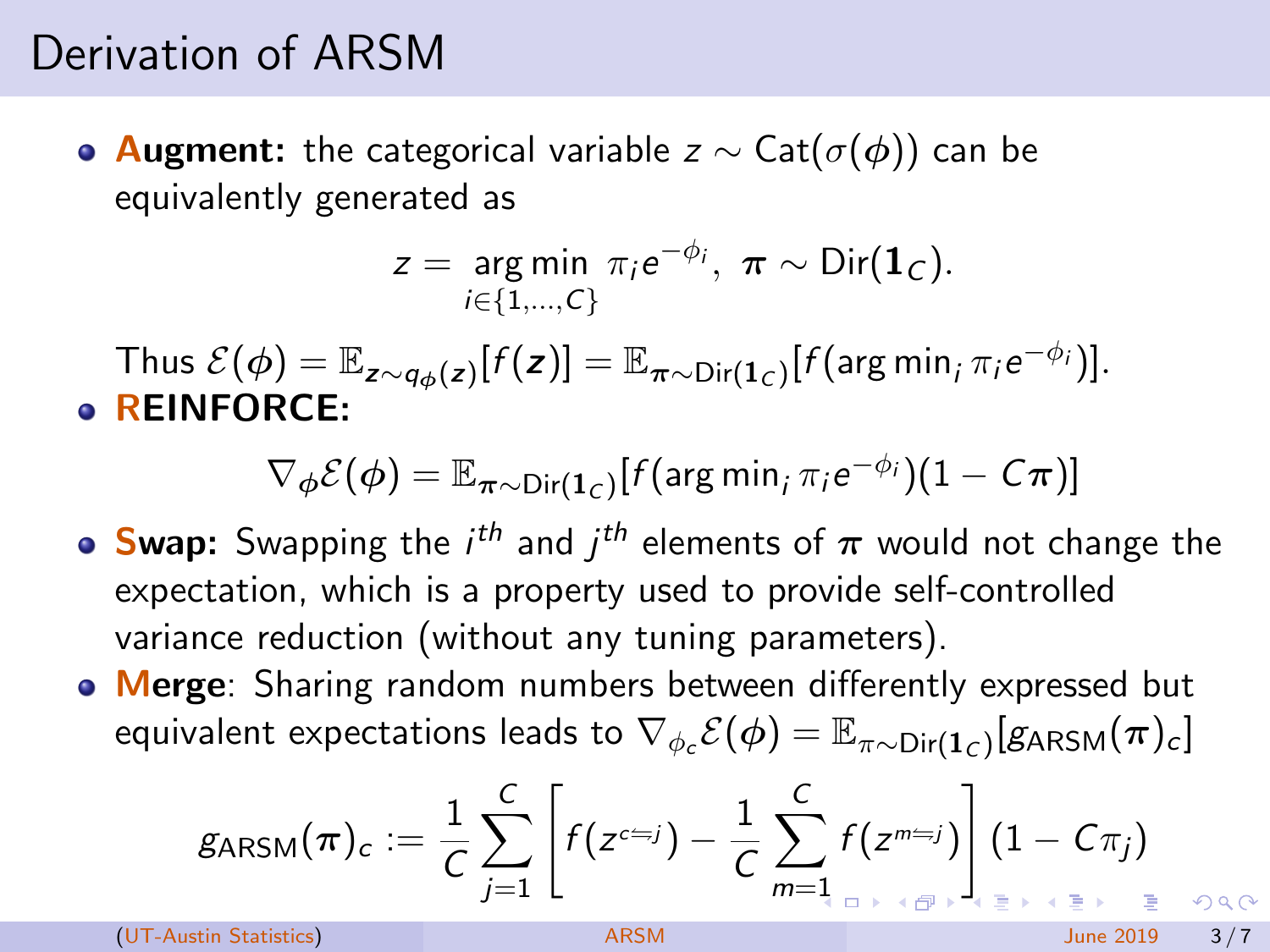# Derivation of ARSM

- **Augment:** the categorical variable $z \sim \text{Cat}(\sigma(\phi))$ can be equivalently generated as

$$z = \underset{i \in \{1,\dots,C\}}{\arg\min} \ \pi_i e^{-\phi_i}, \ \boldsymbol{\pi} \sim \text{Dir}(\mathbf{1}_C).$$

  Thus $\mathcal{E}(\phi) = \mathbb{E}_{\boldsymbol{z} \sim q_{\phi}(\boldsymbol{z})}[f(\boldsymbol{z})] = \mathbb{E}_{\boldsymbol{\pi} \sim \text{Dir}(\mathbf{1}_C)}[f(\arg\min_i \pi_i e^{-\phi_i})]$.

- **REINFORCE:**

$$\nabla_{\phi} \mathcal{E}(\phi) = \mathbb{E}_{\boldsymbol{\pi} \sim \text{Dir}(\mathbf{1}_C)}[f(\arg\min_i \pi_i e^{-\phi_i})(1 - C\boldsymbol{\pi})]$$

- **Swap:** Swapping the $i^{th}$ and $j^{th}$ elements of $\boldsymbol{\pi}$ would not change the expectation, which is a property used to provide self-controlled variance reduction (without any tuning parameters).

- **Merge**: Sharing random numbers between differently expressed but equivalent expectations leads to $\nabla_{\phi_c} \mathcal{E}(\phi) = \mathbb{E}_{\pi \sim \text{Dir}(\mathbf{1}_C)}[g_{\text{ARSM}}(\boldsymbol{\pi})_c]$

$$g_{\text{ARSM}}(\boldsymbol{\pi})_c := \frac{1}{C} \sum_{j=1}^{C} \left[ f(z^{c \leftrightharpoons j}) - \frac{1}{C} \sum_{m=1}^{C} f(z^{m \leftrightharpoons j}) \right] (1 - C\pi_j)$$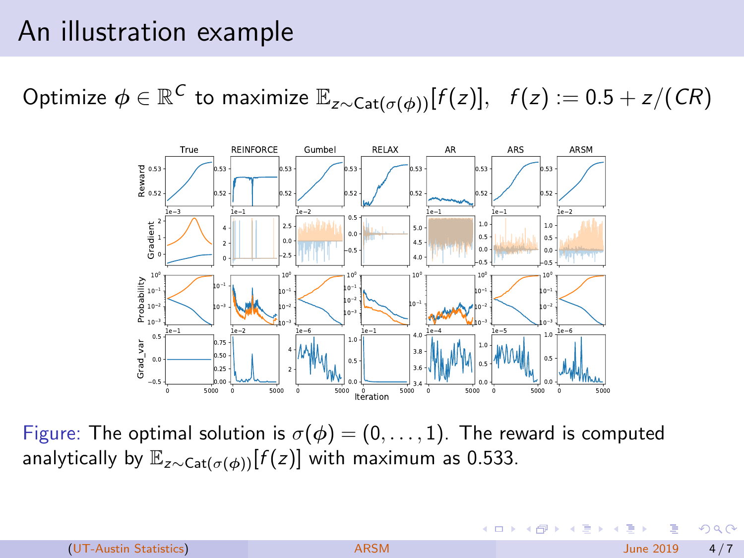# An illustration example

Optimize $\phi \in \mathbb{R}^C$ to maximize $\mathbb{E}_{z \sim \text{Cat}(\sigma(\phi))}[f(z)], \quad f(z) := 0.5 + z/(CR)$

Figure: The optimal solution is $\sigma(\phi) = (0, \ldots, 1)$. The reward is computed analytically by $\mathbb{E}_{z \sim \text{Cat}(\sigma(\phi))}[f(z)]$ with maximum as 0.533.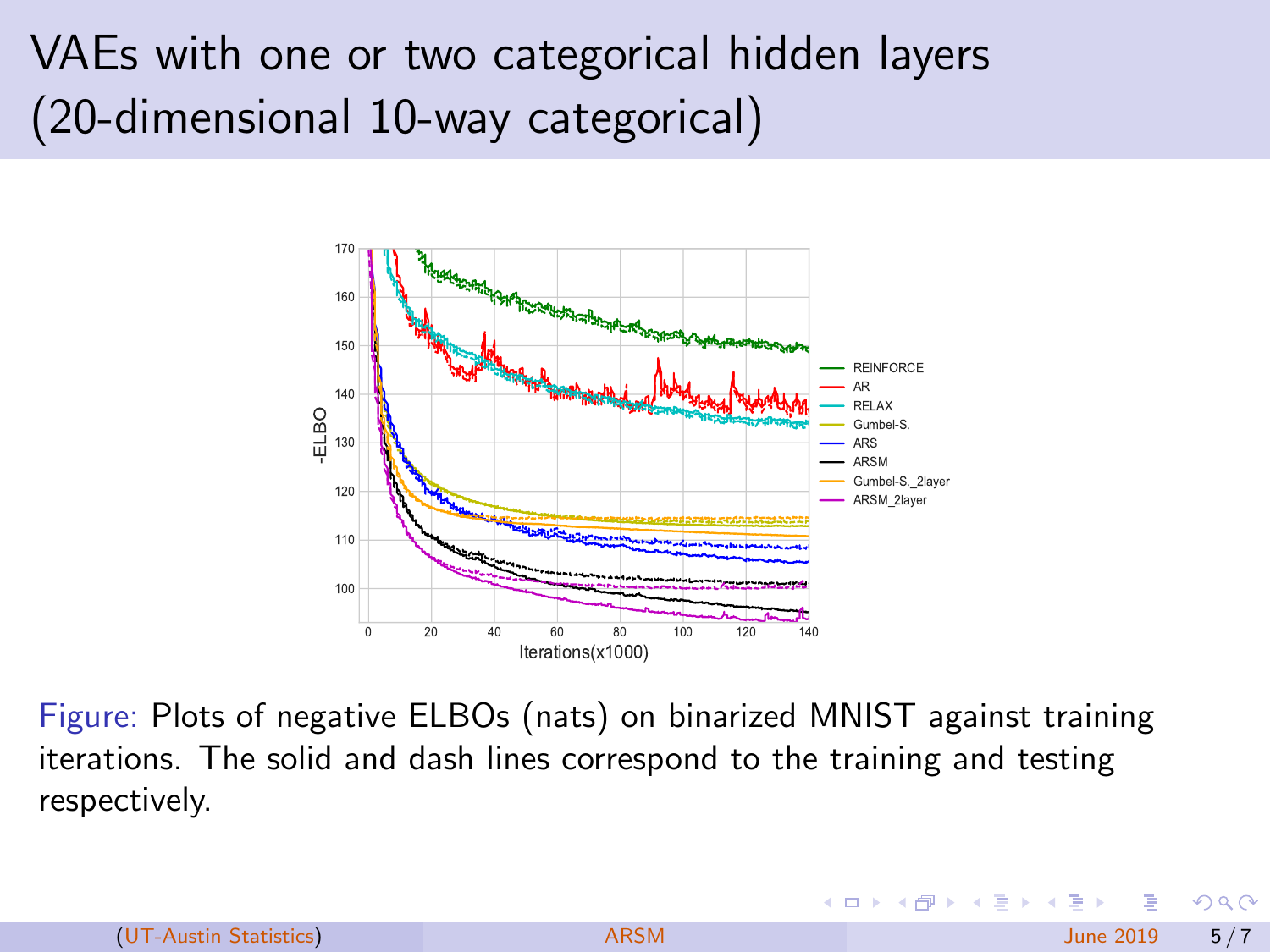# VAEs with one or two categorical hidden layers (20-dimensional 10-way categorical)

Figure: Plots of negative ELBOs (nats) on binarized MNIST against training iterations. The solid and dash lines correspond to the training and testing respectively.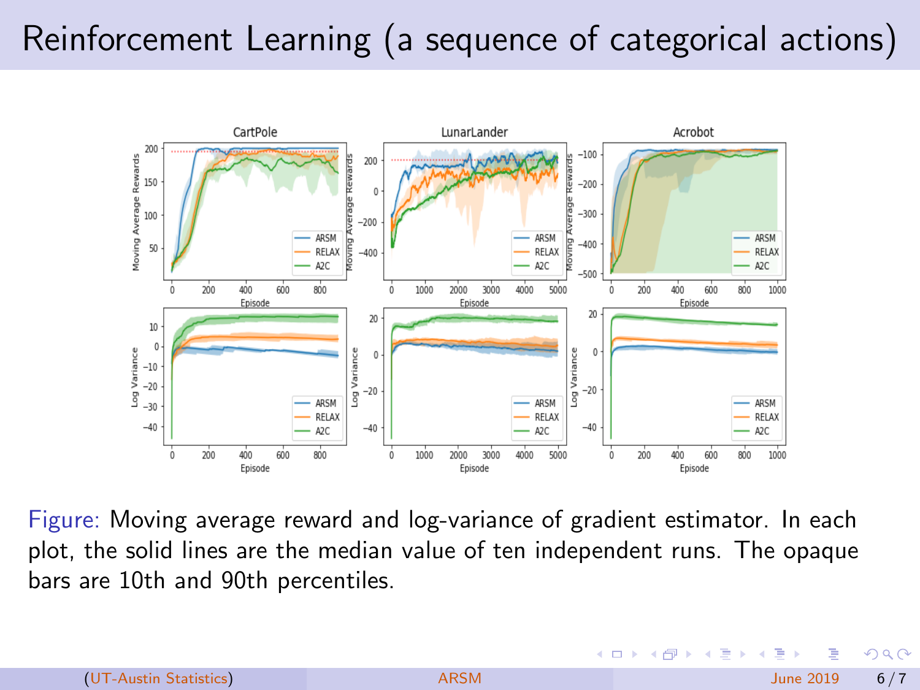# Reinforcement Learning (a sequence of categorical actions)

Figure: Moving average reward and log-variance of gradient estimator. In each plot, the solid lines are the median value of ten independent runs. The opaque bars are 10th and 90th percentiles.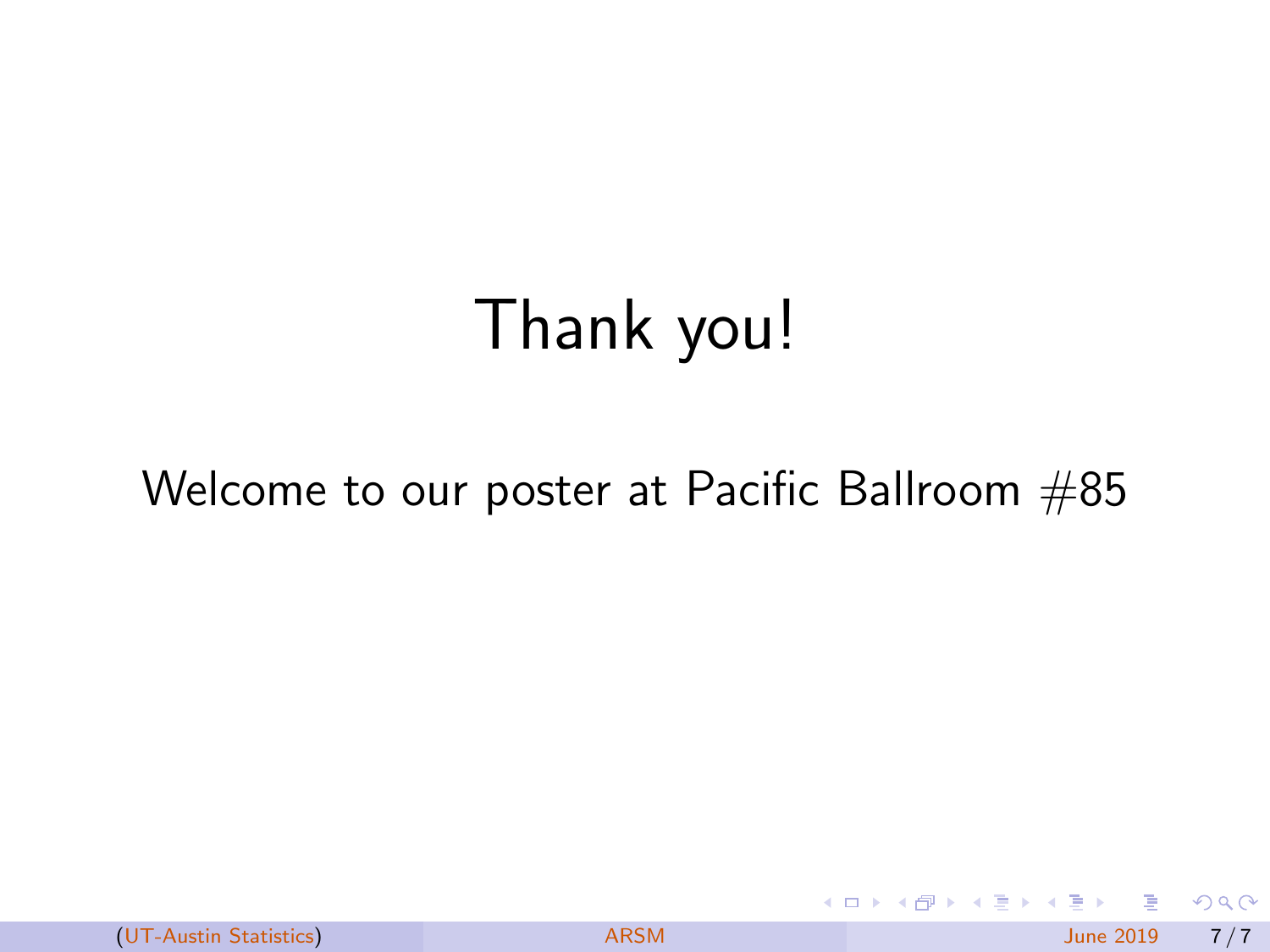# Thank you!

Welcome to our poster at Pacific Ballroom #85